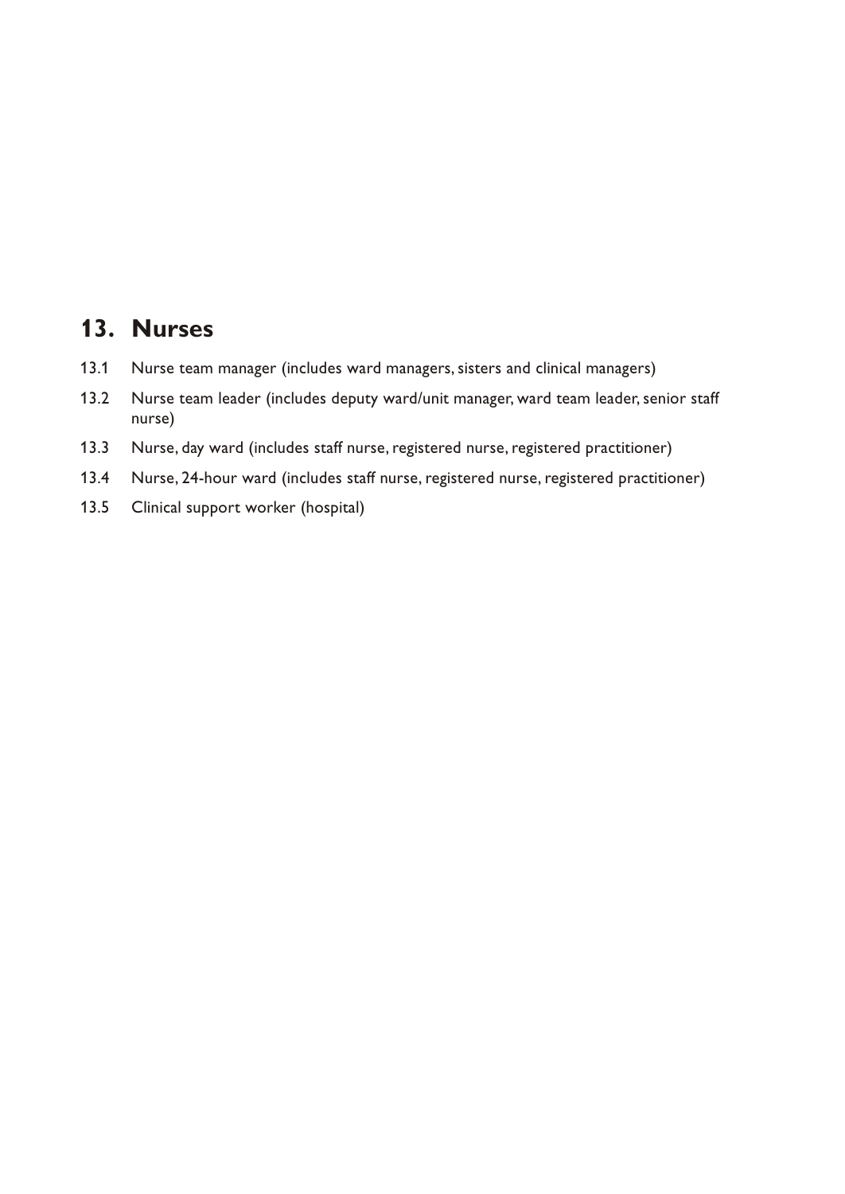# 13. Nurses

13.1 Nurse team manager (includes ward managers, sisters and clinical managers)

13.2 Nurse team leader (includes deputy ward/unit manager, ward team leader, senior staff nurse)

13.3 Nurse, day ward (includes staff nurse, registered nurse, registered practitioner)

13.4 Nurse, 24-hour ward (includes staff nurse, registered nurse, registered practitioner)

13.5 Clinical support worker (hospital)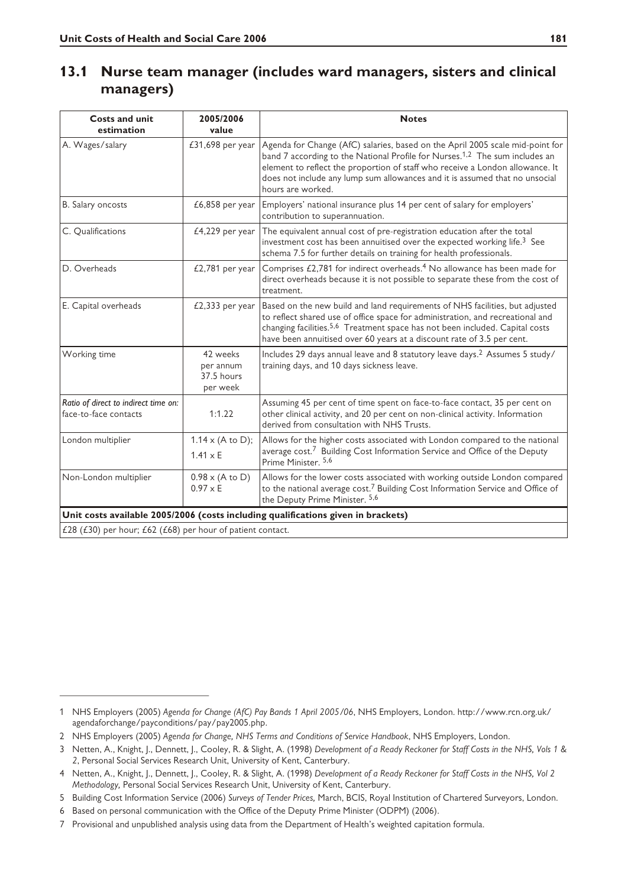## 13.1 Nurse team manager (includes ward managers, sisters and clinical managers)

| Costs and unit estimation | 2005/2006 value | Notes |
|---|---|---|
| A. Wages/salary | £31,698 per year | Agenda for Change (AfC) salaries, based on the April 2005 scale mid-point for band 7 according to the National Profile for Nurses.[1,2] The sum includes an element to reflect the proportion of staff who receive a London allowance. It does not include any lump sum allowances and it is assumed that no unsocial hours are worked. |
| B. Salary oncosts | £6,858 per year | Employers' national insurance plus 14 per cent of salary for employers' contribution to superannuation. |
| C. Qualifications | £4,229 per year | The equivalent annual cost of pre-registration education after the total investment cost has been annuitised over the expected working life.[3] See schema 7.5 for further details on training for health professionals. |
| D. Overheads | £2,781 per year | Comprises £2,781 for indirect overheads.[4] No allowance has been made for direct overheads because it is not possible to separate these from the cost of treatment. |
| E. Capital overheads | £2,333 per year | Based on the new build and land requirements of NHS facilities, but adjusted to reflect shared use of office space for administration, and recreational and changing facilities.[5,6] Treatment space has not been included. Capital costs have been annuitised over 60 years at a discount rate of 3.5 per cent. |
| Working time | 42 weeks per annum 37.5 hours per week | Includes 29 days annual leave and 8 statutory leave days.[2] Assumes 5 study/training days, and 10 days sickness leave. |
| *Ratio of direct to indirect time on:* face-to-face contacts | 1:1.22 | Assuming 45 per cent of time spent on face-to-face contact, 35 per cent on other clinical activity, and 20 per cent on non-clinical activity. Information derived from consultation with NHS Trusts. |
| London multiplier | 1.14 x (A to D); 1.41 x E | Allows for the higher costs associated with London compared to the national average cost.[7] Building Cost Information Service and Office of the Deputy Prime Minister.[5,6] |
| Non-London multiplier | 0.98 x (A to D) 0.97 x E | Allows for the lower costs associated with working outside London compared to the national average cost.[7] Building Cost Information Service and Office of the Deputy Prime Minister.[5,6] |
| **Unit costs available 2005/2006 (costs including qualifications given in brackets)** | | |
| £28 (£30) per hour; £62 (£68) per hour of patient contact. | | |

---

1 NHS Employers (2005) *Agenda for Change (AfC) Pay Bands 1 April 2005/06*, NHS Employers, London. http://www.rcn.org.uk/agendaforchange/payconditions/pay/pay2005.php.

2 NHS Employers (2005) *Agenda for Change, NHS Terms and Conditions of Service Handbook*, NHS Employers, London.

3 Netten, A., Knight, J., Dennett, J., Cooley, R. & Slight, A. (1998) *Development of a Ready Reckoner for Staff Costs in the NHS, Vols 1 & 2*, Personal Social Services Research Unit, University of Kent, Canterbury.

4 Netten, A., Knight, J., Dennett, J., Cooley, R. & Slight, A. (1998) *Development of a Ready Reckoner for Staff Costs in the NHS, Vol 2 Methodology,* Personal Social Services Research Unit, University of Kent, Canterbury.

5 Building Cost Information Service (2006) *Surveys of Tender Prices,* March, BCIS, Royal Institution of Chartered Surveyors, London.

6 Based on personal communication with the Office of the Deputy Prime Minister (ODPM) (2006).

7 Provisional and unpublished analysis using data from the Department of Health's weighted capitation formula.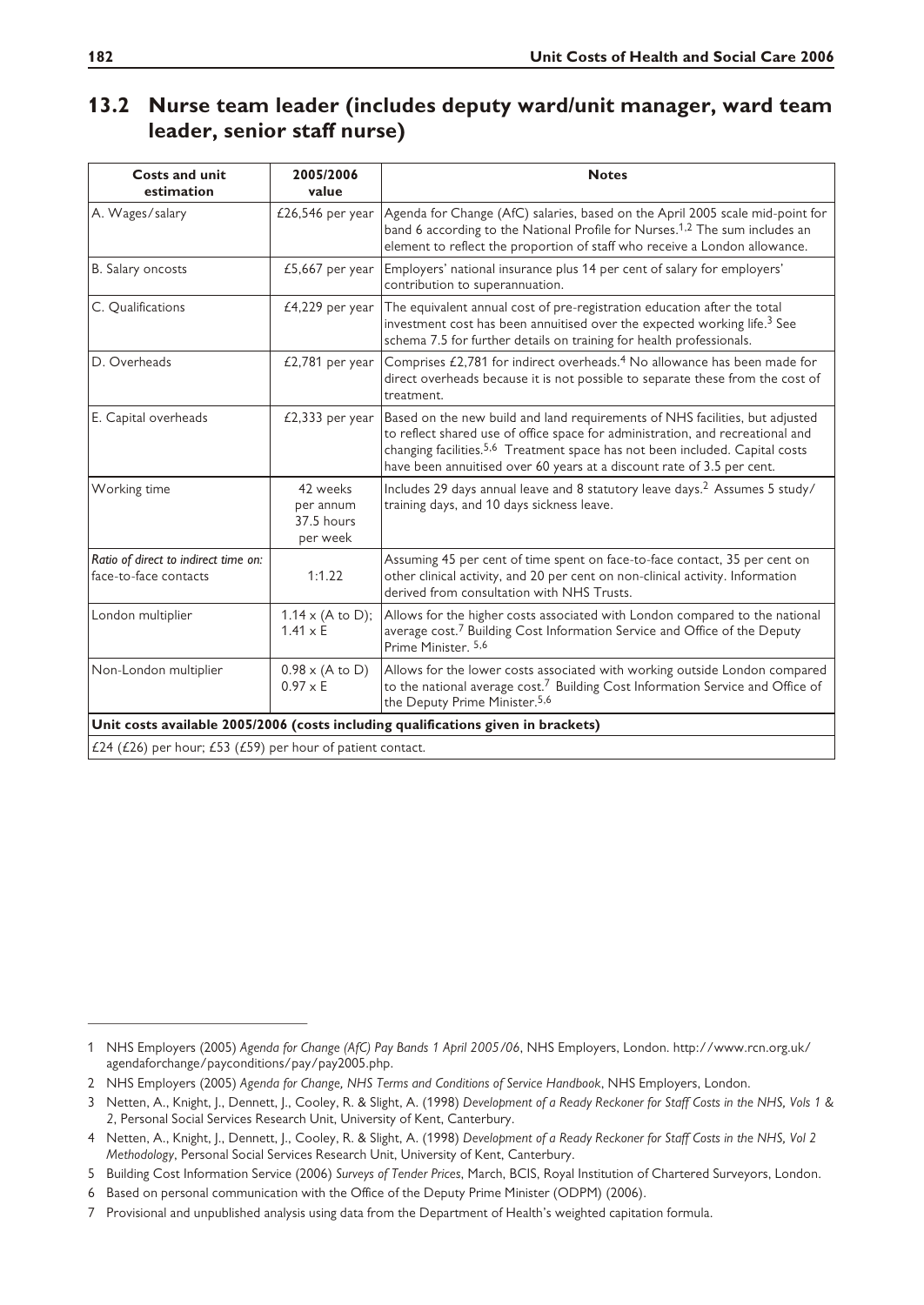## 13.2 Nurse team leader (includes deputy ward/unit manager, ward team leader, senior staff nurse)

| Costs and unit estimation | 2005/2006 value | Notes |
|---|---|---|
| A. Wages/salary | £26,546 per year | Agenda for Change (AfC) salaries, based on the April 2005 scale mid-point for band 6 according to the National Profile for Nurses.[1,2] The sum includes an element to reflect the proportion of staff who receive a London allowance. |
| B. Salary oncosts | £5,667 per year | Employers' national insurance plus 14 per cent of salary for employers' contribution to superannuation. |
| C. Qualifications | £4,229 per year | The equivalent annual cost of pre-registration education after the total investment cost has been annuitised over the expected working life.[3] See schema 7.5 for further details on training for health professionals. |
| D. Overheads | £2,781 per year | Comprises £2,781 for indirect overheads.[4] No allowance has been made for direct overheads because it is not possible to separate these from the cost of treatment. |
| E. Capital overheads | £2,333 per year | Based on the new build and land requirements of NHS facilities, but adjusted to reflect shared use of office space for administration, and recreational and changing facilities.[5,6] Treatment space has not been included. Capital costs have been annuitised over 60 years at a discount rate of 3.5 per cent. |
| Working time | 42 weeks per annum 37.5 hours per week | Includes 29 days annual leave and 8 statutory leave days.[2] Assumes 5 study/training days, and 10 days sickness leave. |
| *Ratio of direct to indirect time on:* face-to-face contacts | 1:1.22 | Assuming 45 per cent of time spent on face-to-face contact, 35 per cent on other clinical activity, and 20 per cent on non-clinical activity. Information derived from consultation with NHS Trusts. |
| London multiplier | 1.14 x (A to D); 1.41 x E | Allows for the higher costs associated with London compared to the national average cost.[7] Building Cost Information Service and Office of the Deputy Prime Minister. [5,6] |
| Non-London multiplier | 0.98 x (A to D) 0.97 x E | Allows for the lower costs associated with working outside London compared to the national average cost.[7] Building Cost Information Service and Office of the Deputy Prime Minister.[5,6] |
| **Unit costs available 2005/2006 (costs including qualifications given in brackets)** | | |
| £24 (£26) per hour; £53 (£59) per hour of patient contact. | | |

1 NHS Employers (2005) *Agenda for Change (AfC) Pay Bands 1 April 2005/06*, NHS Employers, London. http://www.rcn.org.uk/agendaforchange/payconditions/pay/pay2005.php.

2 NHS Employers (2005) *Agenda for Change, NHS Terms and Conditions of Service Handbook*, NHS Employers, London.

3 Netten, A., Knight, J., Dennett, J., Cooley, R. & Slight, A. (1998) *Development of a Ready Reckoner for Staff Costs in the NHS, Vols 1 & 2*, Personal Social Services Research Unit, University of Kent, Canterbury.

4 Netten, A., Knight, J., Dennett, J., Cooley, R. & Slight, A. (1998) *Development of a Ready Reckoner for Staff Costs in the NHS, Vol 2 Methodology*, Personal Social Services Research Unit, University of Kent, Canterbury.

5 Building Cost Information Service (2006) *Surveys of Tender Prices*, March, BCIS, Royal Institution of Chartered Surveyors, London.

6 Based on personal communication with the Office of the Deputy Prime Minister (ODPM) (2006).

7 Provisional and unpublished analysis using data from the Department of Health's weighted capitation formula.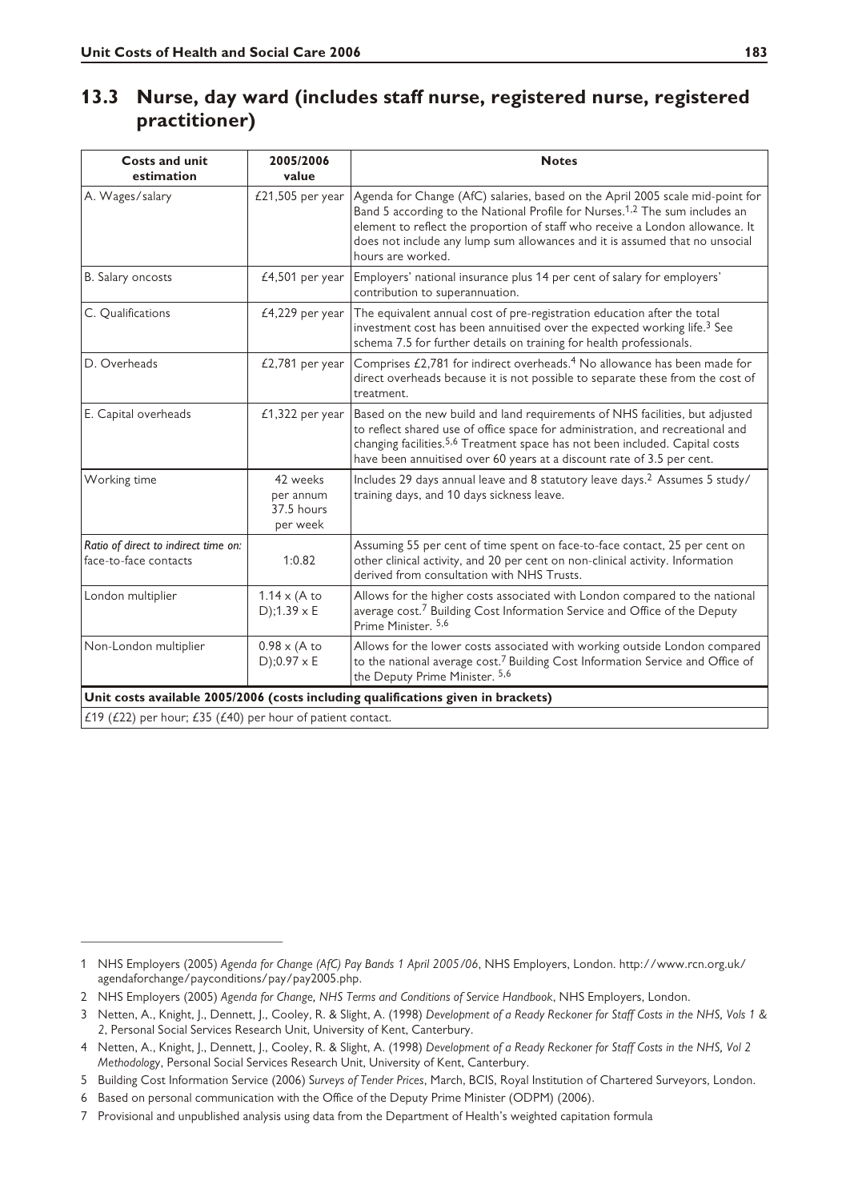## 13.3 Nurse, day ward (includes staff nurse, registered nurse, registered practitioner)

| Costs and unit estimation | 2005/2006 value | Notes |
|---|---|---|
| A. Wages/salary | £21,505 per year | Agenda for Change (AfC) salaries, based on the April 2005 scale mid-point for Band 5 according to the National Profile for Nurses.[1,2] The sum includes an element to reflect the proportion of staff who receive a London allowance. It does not include any lump sum allowances and it is assumed that no unsocial hours are worked. |
| B. Salary oncosts | £4,501 per year | Employers' national insurance plus 14 per cent of salary for employers' contribution to superannuation. |
| C. Qualifications | £4,229 per year | The equivalent annual cost of pre-registration education after the total investment cost has been annuitised over the expected working life.[3] See schema 7.5 for further details on training for health professionals. |
| D. Overheads | £2,781 per year | Comprises £2,781 for indirect overheads.[4] No allowance has been made for direct overheads because it is not possible to separate these from the cost of treatment. |
| E. Capital overheads | £1,322 per year | Based on the new build and land requirements of NHS facilities, but adjusted to reflect shared use of office space for administration, and recreational and changing facilities.[5,6] Treatment space has not been included. Capital costs have been annuitised over 60 years at a discount rate of 3.5 per cent. |
| Working time | 42 weeks per annum 37.5 hours per week | Includes 29 days annual leave and 8 statutory leave days.[2] Assumes 5 study/ training days, and 10 days sickness leave. |
| *Ratio of direct to indirect time on:* face-to-face contacts | 1:0.82 | Assuming 55 per cent of time spent on face-to-face contact, 25 per cent on other clinical activity, and 20 per cent on non-clinical activity. Information derived from consultation with NHS Trusts. |
| London multiplier | 1.14 x (A to D);1.39 x E | Allows for the higher costs associated with London compared to the national average cost.[7] Building Cost Information Service and Office of the Deputy Prime Minister. [5,6] |
| Non-London multiplier | 0.98 x (A to D);0.97 x E | Allows for the lower costs associated with working outside London compared to the national average cost.[7] Building Cost Information Service and Office of the Deputy Prime Minister. [5,6] |
| **Unit costs available 2005/2006 (costs including qualifications given in brackets)** | | |
| £19 (£22) per hour; £35 (£40) per hour of patient contact. | | |

---

1 NHS Employers (2005) *Agenda for Change (AfC) Pay Bands 1 April 2005/06*, NHS Employers, London. http://www.rcn.org.uk/agendaforchange/payconditions/pay/pay2005.php.

2 NHS Employers (2005) *Agenda for Change, NHS Terms and Conditions of Service Handbook*, NHS Employers, London.

3 Netten, A., Knight, J., Dennett, J., Cooley, R. & Slight, A. (1998) *Development of a Ready Reckoner for Staff Costs in the NHS, Vols 1 & 2*, Personal Social Services Research Unit, University of Kent, Canterbury.

4 Netten, A., Knight, J., Dennett, J., Cooley, R. & Slight, A. (1998) *Development of a Ready Reckoner for Staff Costs in the NHS, Vol 2 Methodology*, Personal Social Services Research Unit, University of Kent, Canterbury.

5 Building Cost Information Service (2006) *Surveys of Tender Prices*, March, BCIS, Royal Institution of Chartered Surveyors, London.

6 Based on personal communication with the Office of the Deputy Prime Minister (ODPM) (2006).

7 Provisional and unpublished analysis using data from the Department of Health's weighted capitation formula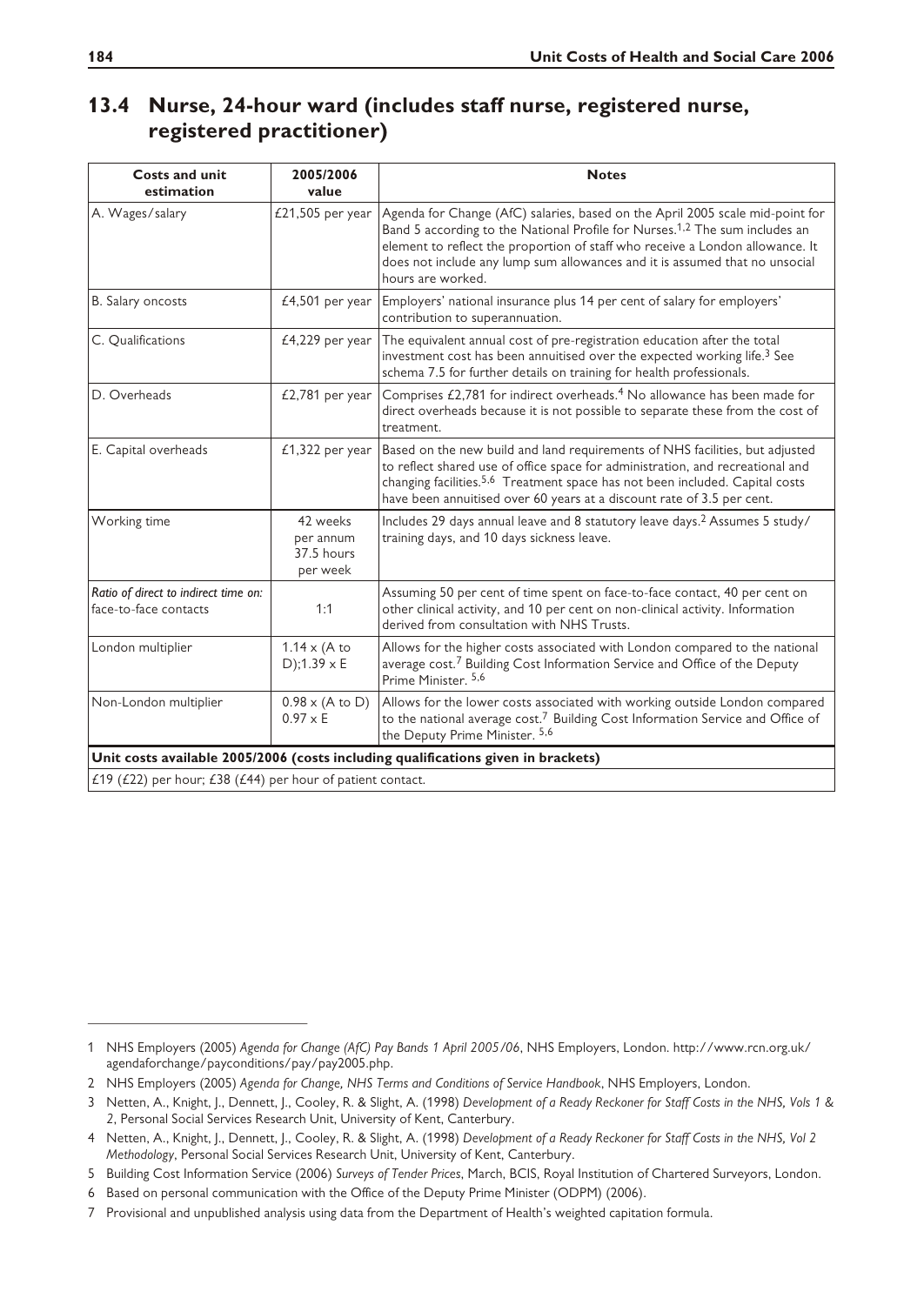## 13.4 Nurse, 24-hour ward (includes staff nurse, registered nurse, registered practitioner)

| Costs and unit estimation | 2005/2006 value | Notes |
|---|---|---|
| A. Wages/salary | £21,505 per year | Agenda for Change (AfC) salaries, based on the April 2005 scale mid-point for Band 5 according to the National Profile for Nurses.[1,2] The sum includes an element to reflect the proportion of staff who receive a London allowance. It does not include any lump sum allowances and it is assumed that no unsocial hours are worked. |
| B. Salary oncosts | £4,501 per year | Employers' national insurance plus 14 per cent of salary for employers' contribution to superannuation. |
| C. Qualifications | £4,229 per year | The equivalent annual cost of pre-registration education after the total investment cost has been annuitised over the expected working life.[3] See schema 7.5 for further details on training for health professionals. |
| D. Overheads | £2,781 per year | Comprises £2,781 for indirect overheads.[4] No allowance has been made for direct overheads because it is not possible to separate these from the cost of treatment. |
| E. Capital overheads | £1,322 per year | Based on the new build and land requirements of NHS facilities, but adjusted to reflect shared use of office space for administration, and recreational and changing facilities.[5,6] Treatment space has not been included. Capital costs have been annuitised over 60 years at a discount rate of 3.5 per cent. |
| Working time | 42 weeks per annum 37.5 hours per week | Includes 29 days annual leave and 8 statutory leave days.[2] Assumes 5 study/training days, and 10 days sickness leave. |
| *Ratio of direct to indirect time on:* face-to-face contacts | 1:1 | Assuming 50 per cent of time spent on face-to-face contact, 40 per cent on other clinical activity, and 10 per cent on non-clinical activity. Information derived from consultation with NHS Trusts. |
| London multiplier | 1.14 x (A to D);1.39 x E | Allows for the higher costs associated with London compared to the national average cost.[7] Building Cost Information Service and Office of the Deputy Prime Minister. [5,6] |
| Non-London multiplier | 0.98 x (A to D) 0.97 x E | Allows for the lower costs associated with working outside London compared to the national average cost.[7] Building Cost Information Service and Office of the Deputy Prime Minister. [5,6] |
| **Unit costs available 2005/2006 (costs including qualifications given in brackets)** | | |
| £19 (£22) per hour; £38 (£44) per hour of patient contact. | | |

1 NHS Employers (2005) *Agenda for Change (AfC) Pay Bands 1 April 2005/06*, NHS Employers, London. http://www.rcn.org.uk/agendaforchange/payconditions/pay/pay2005.php.

2 NHS Employers (2005) *Agenda for Change, NHS Terms and Conditions of Service Handbook*, NHS Employers, London.

3 Netten, A., Knight, J., Dennett, J., Cooley, R. & Slight, A. (1998) *Development of a Ready Reckoner for Staff Costs in the NHS, Vols 1 & 2*, Personal Social Services Research Unit, University of Kent, Canterbury.

4 Netten, A., Knight, J., Dennett, J., Cooley, R. & Slight, A. (1998) *Development of a Ready Reckoner for Staff Costs in the NHS, Vol 2 Methodology*, Personal Social Services Research Unit, University of Kent, Canterbury.

5 Building Cost Information Service (2006) *Surveys of Tender Prices*, March, BCIS, Royal Institution of Chartered Surveyors, London.

6 Based on personal communication with the Office of the Deputy Prime Minister (ODPM) (2006).

7 Provisional and unpublished analysis using data from the Department of Health's weighted capitation formula.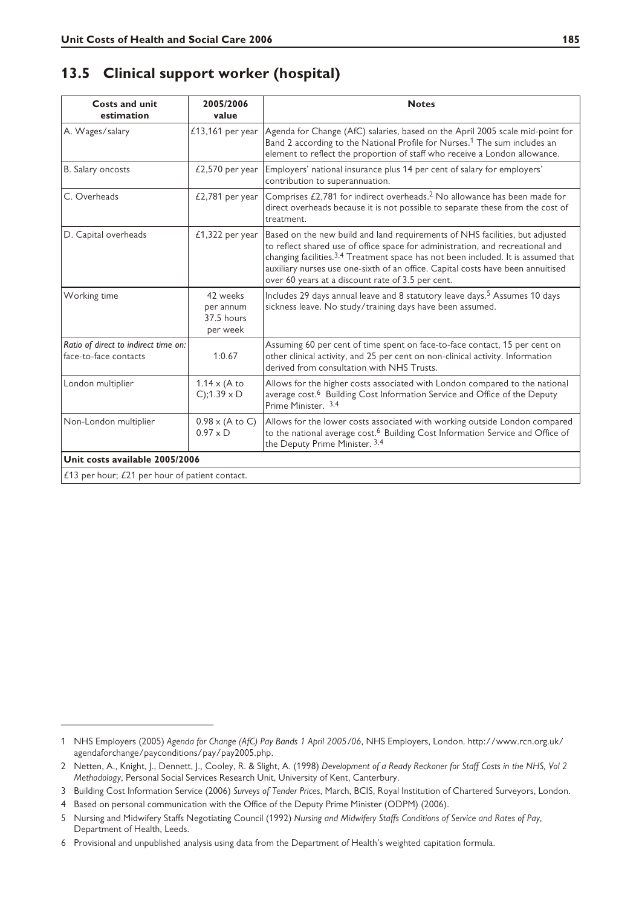## 13.5 Clinical support worker (hospital)

| Costs and unit estimation | 2005/2006 value | Notes |
|---|---|---|
| A. Wages/salary | £13,161 per year | Agenda for Change (AfC) salaries, based on the April 2005 scale mid-point for Band 2 according to the National Profile for Nurses.[1] The sum includes an element to reflect the proportion of staff who receive a London allowance. |
| B. Salary oncosts | £2,570 per year | Employers' national insurance plus 14 per cent of salary for employers' contribution to superannuation. |
| C. Overheads | £2,781 per year | Comprises £2,781 for indirect overheads.[2] No allowance has been made for direct overheads because it is not possible to separate these from the cost of treatment. |
| D. Capital overheads | £1,322 per year | Based on the new build and land requirements of NHS facilities, but adjusted to reflect shared use of office space for administration, and recreational and changing facilities.[3,4] Treatment space has not been included. It is assumed that auxiliary nurses use one-sixth of an office. Capital costs have been annuitised over 60 years at a discount rate of 3.5 per cent. |
| Working time | 42 weeks per annum 37.5 hours per week | Includes 29 days annual leave and 8 statutory leave days.[5] Assumes 10 days sickness leave. No study/training days have been assumed. |
| *Ratio of direct to indirect time on: face-to-face contacts* | 1:0.67 | Assuming 60 per cent of time spent on face-to-face contact, 15 per cent on other clinical activity, and 25 per cent on non-clinical activity. Information derived from consultation with NHS Trusts. |
| London multiplier | 1.14 x (A to C);1.39 x D | Allows for the higher costs associated with London compared to the national average cost.[6] Building Cost Information Service and Office of the Deputy Prime Minister. [3,4] |
| Non-London multiplier | 0.98 x (A to C) 0.97 x D | Allows for the lower costs associated with working outside London compared to the national average cost.[6] Building Cost Information Service and Office of the Deputy Prime Minister. [3,4] |
| **Unit costs available 2005/2006** | | |
| £13 per hour; £21 per hour of patient contact. | | |

1 NHS Employers (2005) *Agenda for Change (AfC) Pay Bands 1 April 2005/06*, NHS Employers, London. http://www.rcn.org.uk/agendaforchange/payconditions/pay/pay2005.php.

2 Netten, A., Knight, J., Dennett, J., Cooley, R. & Slight, A. (1998) *Development of a Ready Reckoner for Staff Costs in the NHS, Vol 2 Methodology*, Personal Social Services Research Unit, University of Kent, Canterbury.

3 Building Cost Information Service (2006) *Surveys of Tender Prices*, March, BCIS, Royal Institution of Chartered Surveyors, London.

4 Based on personal communication with the Office of the Deputy Prime Minister (ODPM) (2006).

5 Nursing and Midwifery Staffs Negotiating Council (1992) *Nursing and Midwifery Staffs Conditions of Service and Rates of Pay*, Department of Health, Leeds.

6 Provisional and unpublished analysis using data from the Department of Health's weighted capitation formula.